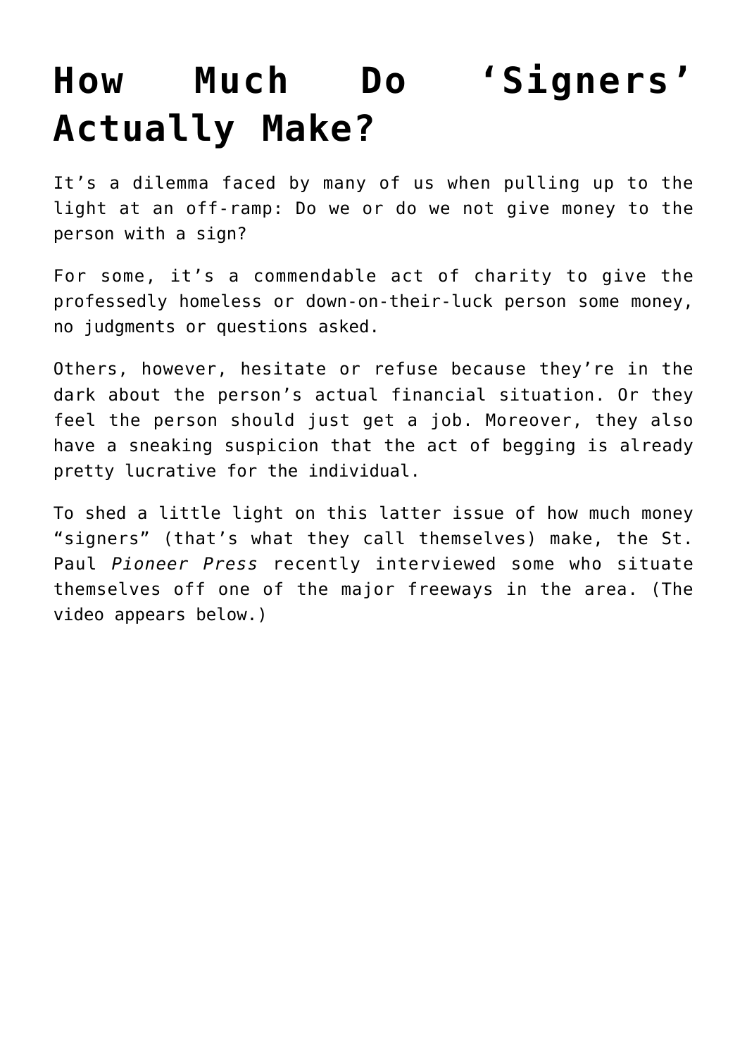# How Much Do 'Signers' Actually Make?

It's a dilemma faced by many of us when pulling up to the light at an off-ramp: Do we or do we not give money to the person with a sign?

For some, it's a commendable act of charity to give the professedly homeless or down-on-their-luck person some money, no judgments or questions asked.

Others, however, hesitate or refuse because they're in the dark about the person's actual financial situation. Or they feel the person should just get a job. Moreover, they also have a sneaking suspicion that the act of begging is already pretty lucrative for the individual.

To shed a little light on this latter issue of how much money "signers" (that's what they call themselves) make, the St. Paul *Pioneer Press* recently interviewed some who situate themselves off one of the major freeways in the area. (The video appears below.)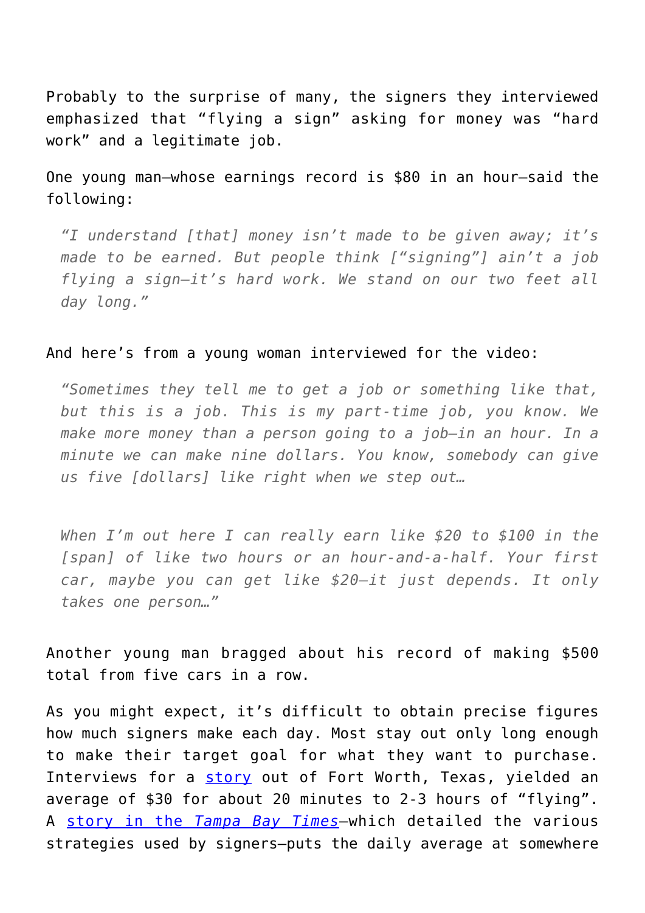Probably to the surprise of many, the signers they interviewed emphasized that "flying a sign" asking for money was "hard work" and a legitimate job.

One young man—whose earnings record is $80 in an hour—said the following:

> *"I understand [that] money isn't made to be given away; it's made to be earned. But people think ["signing"] ain't a job flying a sign—it's hard work. We stand on our two feet all day long."*

And here's from a young woman interviewed for the video:

> *"Sometimes they tell me to get a job or something like that, but this is a job. This is my part-time job, you know. We make more money than a person going to a job—in an hour. In a minute we can make nine dollars. You know, somebody can give us five [dollars] like right when we step out…*
>
> *When I'm out here I can really earn like $20 to $100 in the [span] of like two hours or an hour-and-a-half. Your first car, maybe you can get like $20—it just depends. It only takes one person…"*

Another young man bragged about his record of making $500 total from five cars in a row.

As you might expect, it's difficult to obtain precise figures how much signers make each day. Most stay out only long enough to make their target goal for what they want to purchase. Interviews for a story out of Fort Worth, Texas, yielded an average of $30 for about 20 minutes to 2-3 hours of "flying". A story in the *Tampa Bay Times*—which detailed the various strategies used by signers—puts the daily average at somewhere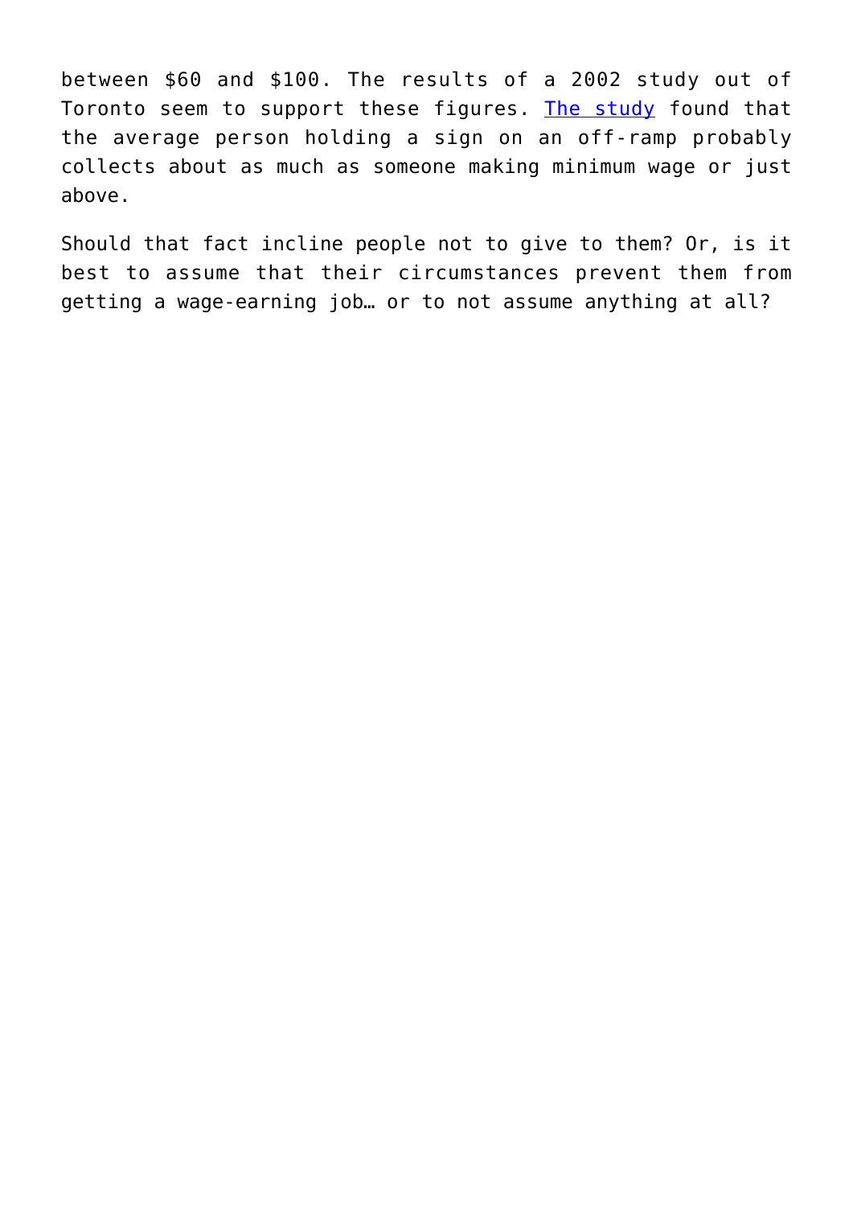between $60 and $100. The results of a 2002 study out of Toronto seem to support these figures. The study found that the average person holding a sign on an off-ramp probably collects about as much as someone making minimum wage or just above.

Should that fact incline people not to give to them? Or, is it best to assume that their circumstances prevent them from getting a wage-earning job… or to not assume anything at all?